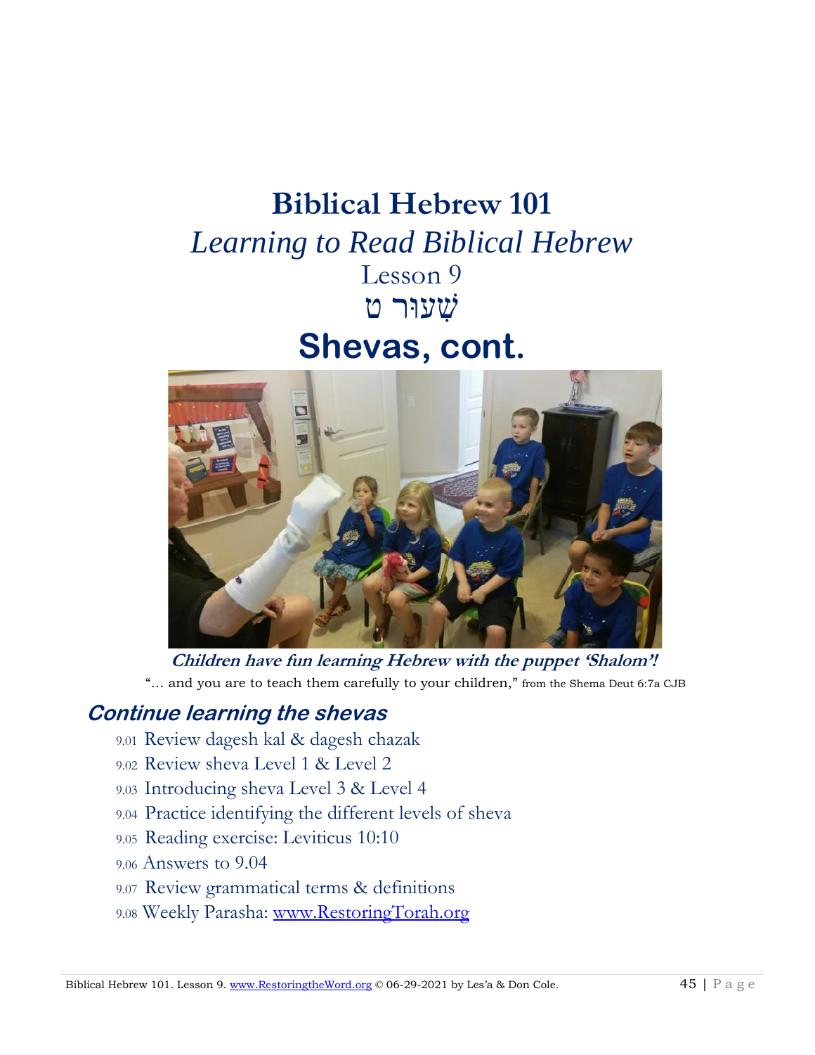# Biblical Hebrew 101

*Learning to Read Biblical Hebrew*

Lesson 9

שִׁעוּר ט

## Shevas, cont.

***Children have fun learning Hebrew with the puppet 'Shalom'!***

"… and you are to teach them carefully to your children," from the Shema Deut 6:7a CJB

### *Continue learning the shevas*

- 9.01 Review dagesh kal & dagesh chazak
- 9.02 Review sheva Level 1 & Level 2
- 9.03 Introducing sheva Level 3 & Level 4
- 9.04 Practice identifying the different levels of sheva
- 9.05 Reading exercise: Leviticus 10:10
- 9.06 Answers to 9.04
- 9.07 Review grammatical terms & definitions
- 9.08 Weekly Parasha: www.RestoringTorah.org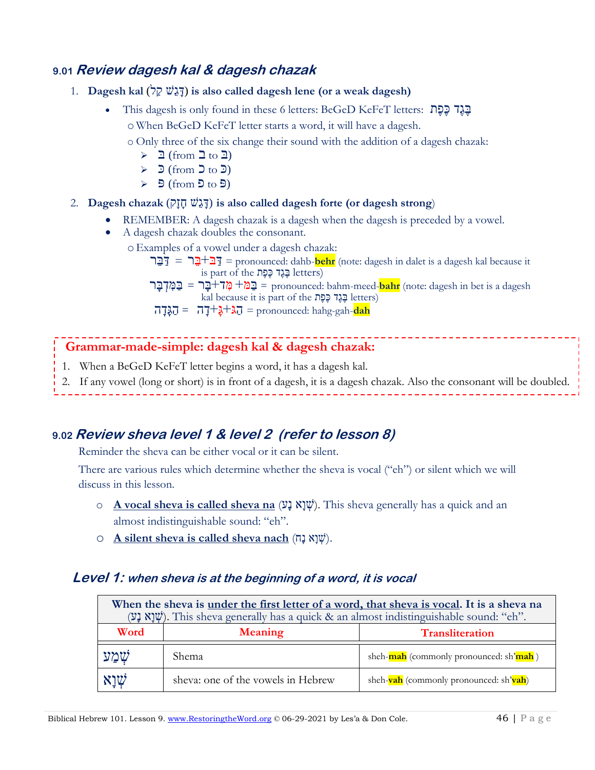## 9.01 *Review dagesh kal & dagesh chazak*

1. **Dagesh kal (דָּגֵשׁ קַל) is also called dagesh lene (or a weak dagesh)**
   - This dagesh is only found in these 6 letters: BeGeD KeFeT letters: בֶּגֶד כֶּפֶת
     - When BeGeD KeFeT letter starts a word, it will have a dagesh.
     - Only three of the six change their sound with the addition of a dagesh chazak:
       - ➢ בּ (from ב to בּ)
       - ➢ כּ (from כ to כּ)
       - ➢ פּ (from פ to פּ)
2. **Dagesh chazak (דָּגֵשׁ חָזָק) is also called dagesh forte (or dagesh strong)**
   - REMEMBER: A dagesh chazak is a dagesh when the dagesh is preceded by a vowel.
   - A dagesh chazak doubles the consonant.
     - Examples of a vowel under a dagesh chazak:
       - דִּבֵּר = דִּב+בֵּר = pronounced: dahb-**behr** (note: dagesh in dalet is a dagesh kal because it is part of the בֶּגֶד כֶּפֶת letters)
       - בַּמִּדְבָּר = בַּמ+מִּד+בָּר = pronounced: bahm-meed-**bahr** (note: dagesh in bet is a dagesh kal because it is part of the בֶּגֶד כֶּפֶת letters)
       - הַגָּדָה = הַג+גָּ+דָה = pronounced: hahg-gah-**dah**

**Grammar-made-simple: dagesh kal & dagesh chazak:**

1. When a BeGeD KeFeT letter begins a word, it has a dagesh kal.
2. If any vowel (long or short) is in front of a dagesh, it is a dagesh chazak. Also the consonant will be doubled.

## 9.02 *Review sheva level 1 & level 2 (refer to lesson 8)*

Reminder the sheva can be either vocal or it can be silent.

There are various rules which determine whether the sheva is vocal ("eh") or silent which we will discuss in this lesson.

- **<u>A vocal sheva is called sheva na</u>** (שְׁוָא נָע). This sheva generally has a quick and an almost indistinguishable sound: "eh".
- **<u>A silent sheva is called sheva nach</u>** (שְׁוָא נָח).

### *Level 1: when sheva is at the beginning of a word, it is vocal*

| When the sheva is <u>under the first letter of a word, that sheva is vocal</u>. It is a sheva na (שְׁוָא נָע). This sheva generally has a quick & an almost indistinguishable sound: "eh". | | |
|---|---|---|
| **Word** | **Meaning** | **Transliteration** |
| שְׁמַע | Shema | sheh-**mah** (commonly pronounced: sh'**mah** ) |
| שְׁוָא | sheva: one of the vowels in Hebrew | sheh-**vah** (commonly pronounced: sh'**vah**) |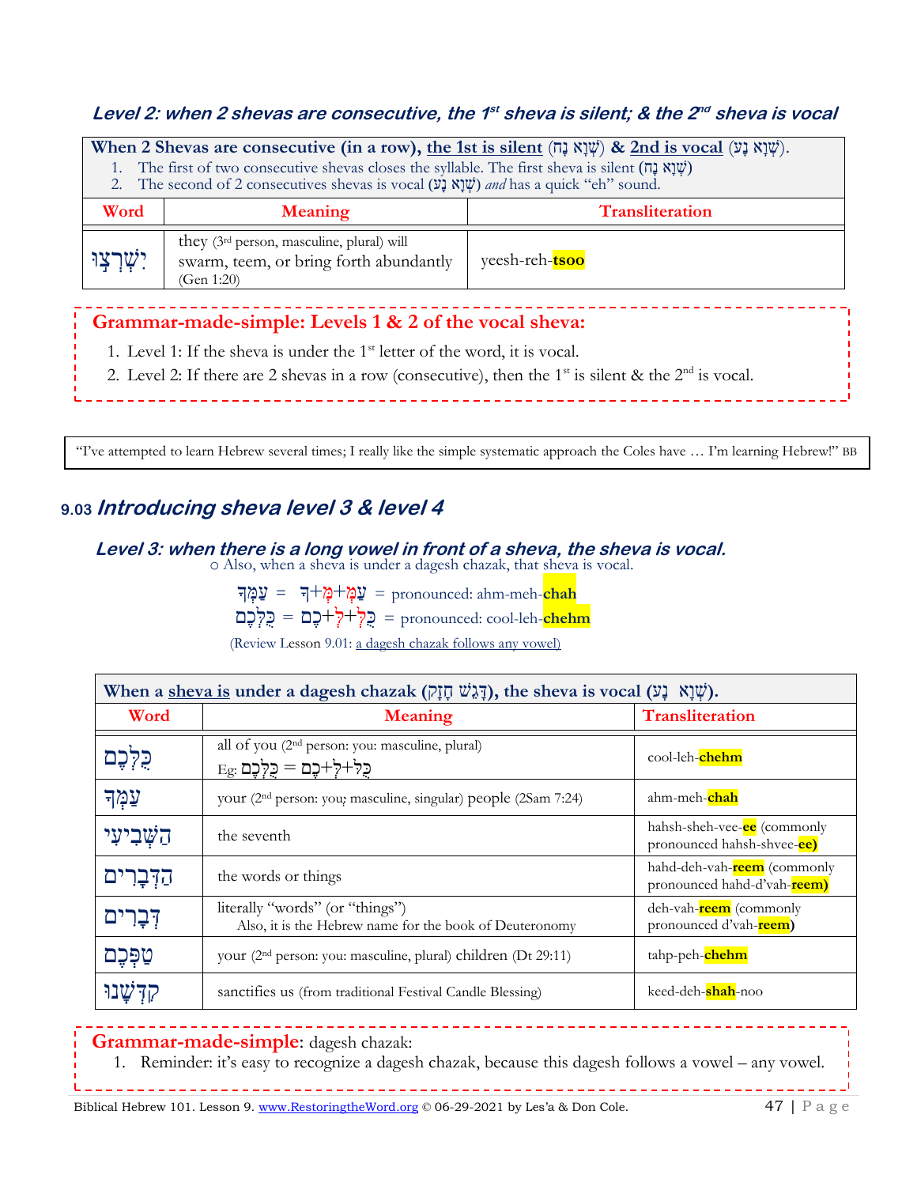### *Level 2: when 2 shevas are consecutive, the 1st sheva is silent; & the 2nd sheva is vocal*

**When 2 Shevas are consecutive (in a row), the 1st is silent (שְׁוָא נָח) & 2nd is vocal (שְׁוָא נָע).**

1. The first of two consecutive shevas closes the syllable. The first sheva is silent (שְׁוָא נָח)
2. The second of 2 consecutives shevas is vocal (שְׁוָא נָע) *and* has a quick "eh" sound.

| Word | Meaning | Transliteration |
|---|---|---|
| יִשְׁרְצוּ | they (3rd person, masculine, plural) will swarm, teem, or bring forth abundantly (Gen 1:20) | yeesh-reh-**tsoo** |

**Grammar-made-simple: Levels 1 & 2 of the vocal sheva:**

1. Level 1: If the sheva is under the 1st letter of the word, it is vocal.
2. Level 2: If there are 2 shevas in a row (consecutive), then the 1st is silent & the 2nd is vocal.

"I've attempted to learn Hebrew several times; I really like the simple systematic approach the Coles have … I'm learning Hebrew!" BB

## 9.03 *Introducing sheva level 3 & level 4*

### *Level 3: when there is a long vowel in front of a sheva, the sheva is vocal.*

○ Also, when a sheva is under a dagesh chazak, that sheva is vocal.

עַמְּךָ = ךָ+מְּ+עַמְּ = pronounced: ahm-meh-**chah**

כֻּלְּכֶם = כֶם+לְּ+כֻּלְּ = pronounced: cool-leh-**chehm**

(Review Lesson 9.01: a dagesh chazak follows any vowel)

**When a sheva is under a dagesh chazak (דָּגֵשׁ חָזָק), the sheva is vocal (שְׁוָא נָע).**

| Word | Meaning | Transliteration |
|---|---|---|
| כֻּלְּכֶם | all of you (2nd person: you: masculine, plural) Eg: כֻּלְּכֶם = כֶם+לְּ+כֻּלְּ | cool-leh-**chehm** |
| עַמְּךָ | your (2nd person: you; masculine, singular) people (2Sam 7:24) | ahm-meh-**chah** |
| הַשְּׁבִיעִי | the seventh | hahsh-sheh-vee-**ee** (commonly pronounced hahsh-shvee-**ee)** |
| הַדְּבָרִים | the words or things | hahd-deh-vah-**reem** (commonly pronounced hahd-d'vah-**reem)** |
| דְּבָרִים | literally "words" (or "things") Also, it is the Hebrew name for the book of Deuteronomy | deh-vah-**reem** (commonly pronounced d'vah-**reem)** |
| טַפְּכֶם | your (2nd person: you: masculine, plural) children (Dt 29:11) | tahp-peh-**chehm** |
| קִדְּשָׁנוּ | sanctifies us (from traditional Festival Candle Blessing) | keed-deh-**shah**-noo |

**Grammar-made-simple**: dagesh chazak:

1. Reminder: it's easy to recognize a dagesh chazak, because this dagesh follows a vowel – any vowel.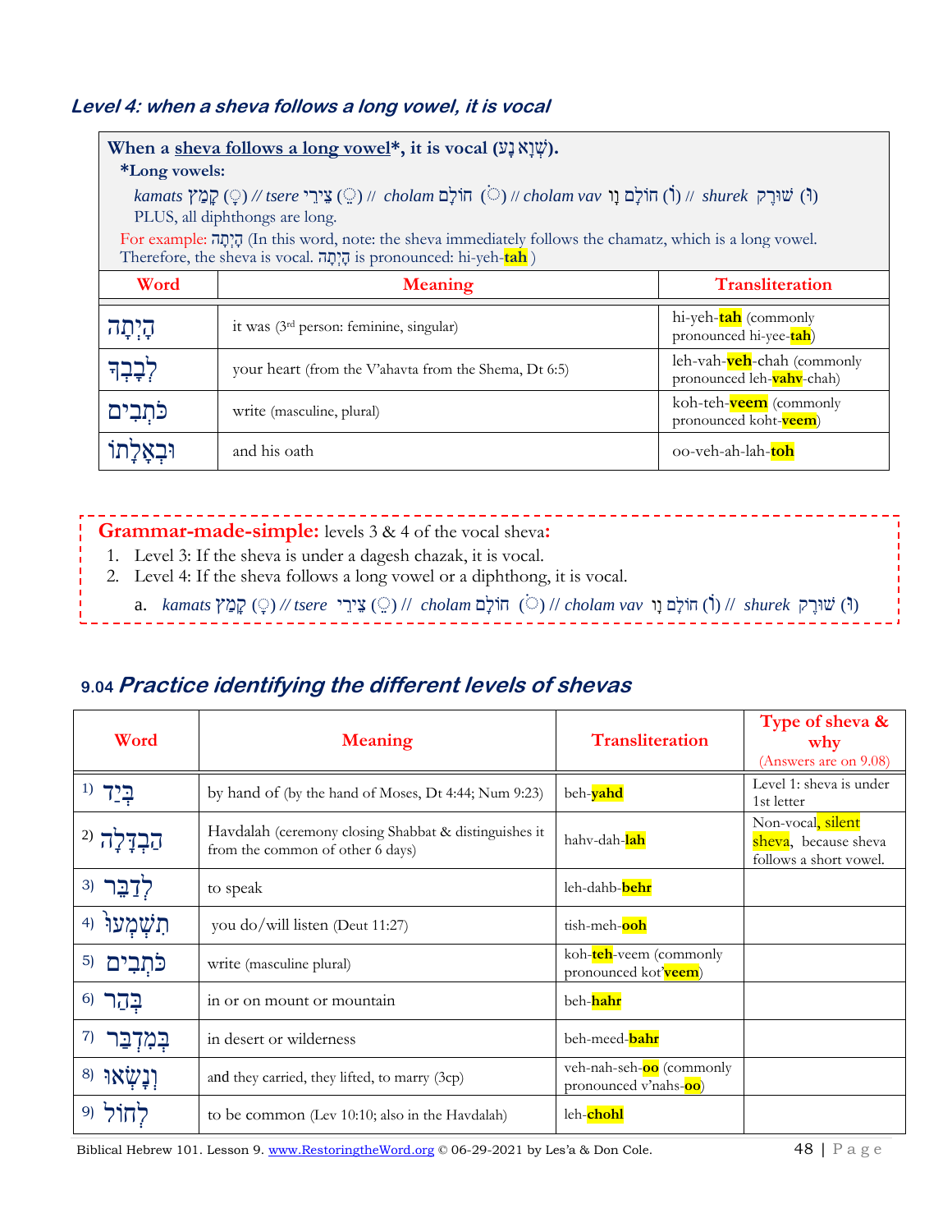### Level 4: when a sheva follows a long vowel, it is vocal

**When a sheva follows a long vowel\*, it is vocal (שְׁוָא נָע).**

**\*Long vowels:**

*kamats* קָמָץ (ָ) // *tsere* צֵירֵי (ֵ) // *cholam* חוֹלָם (ֹ) // *cholam vav* חוֹלָם וָו (וֹ) // *shurek* שׁוּרֶק (וּ)

PLUS, all diphthongs are long.

For example: הָיְתָה (In this word, note: the sheva immediately follows the chamatz, which is a long vowel. Therefore, the sheva is vocal. הָיְתָה is pronounced: hi-yeh-**tah** )

| Word | Meaning | Transliteration |
|---|---|---|
| הָיְתָה | it was (3rd person: feminine, singular) | hi-yeh-**tah** (commonly pronounced hi-yee-**tah**) |
| לְבָבְךָ | your heart (from the V'ahavta from the Shema, Dt 6:5) | leh-vah-**veh**-chah (commonly pronounced leh-**vahv**-chah) |
| כֹּתְבִים | write (masculine, plural) | koh-teh-**veem** (commonly pronounced koht-**veem**) |
| וּבְאָלָתוֹ | and his oath | oo-veh-ah-lah-**toh** |

**Grammar-made-simple:** levels 3 & 4 of the vocal sheva**:**

1. Level 3: If the sheva is under a dagesh chazak, it is vocal.
2. Level 4: If the sheva follows a long vowel or a diphthong, it is vocal.
   a. *kamats* קָמָץ (ָ) // *tsere* צֵירֵי (ֵ) // *cholam* חוֹלָם (ֹ) // *cholam vav* חוֹלָם וָו (וֹ) // *shurek* שׁוּרֶק (וּ)

## 9.04 Practice identifying the different levels of shevas

| Word | Meaning | Transliteration | Type of sheva & why (Answers are on 9.08) |
|---|---|---|---|
| 1) בְּיַד | by hand of (by the hand of Moses, Dt 4:44; Num 9:23) | beh-**yahd** | Level 1: sheva is under 1st letter |
| 2) הַבְדָּלָה | Havdalah (ceremony closing Shabbat & distinguishes it from the common of other 6 days) | hahv-dah-**lah** | Non-vocal, silent sheva, because sheva follows a short vowel. |
| 3) לְדַבֵּר | to speak | leh-dahb-**behr** | |
| 4) תִשְׁמְעוּ | you do/will listen (Deut 11:27) | tish-meh-**ooh** | |
| 5) כֹּתְבִים | write (masculine plural) | koh-**teh**-veem (commonly pronounced kot'**veem**) | |
| 6) בְּהַר | in or on mount or mountain | beh-**hahr** | |
| 7) בְּמִדְבַּר | in desert or wilderness | beh-meed-**bahr** | |
| 8) וְנָשְׂאוּ | and they carried, they lifted, to marry (3cp) | veh-nah-seh-**oo** (commonly pronounced v'nahs-**oo**) | |
| 9) לְחוֹל | to be common (Lev 10:10; also in the Havdalah) | leh-**chohl** | |

Biblical Hebrew 101. Lesson 9. www.RestoringtheWord.org © 06-29-2021 by Les'a & Don Cole.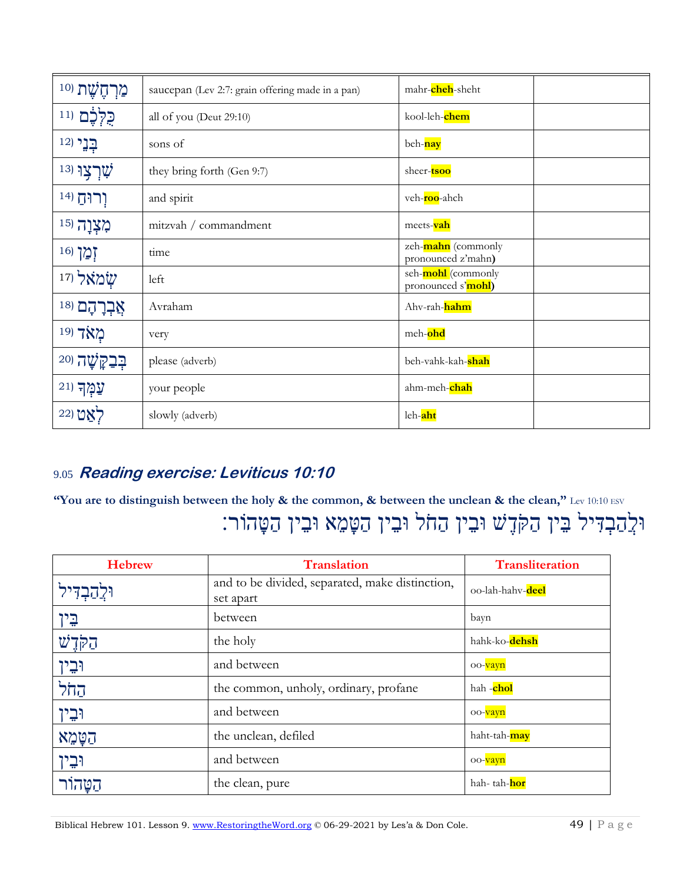| | | | |
|---|---|---|---|
| 10) מַרְחֶשֶׁת | saucepan (Lev 2:7: grain offering made in a pan) | mahr-**cheh**-sheht | |
| 11) כֻּלְּכֶם | all of you (Deut 29:10) | kool-leh-**chem** | |
| 12) בְּנֵי | sons of | beh-**nay** | |
| 13) שִׁרְצוּ | they bring forth (Gen 9:7) | sheer-**tsoo** | |
| 14) וְרוּחַ | and spirit | veh-**roo**-ahch | |
| 15) מִצְוָה | mitzvah / commandment | meets-**vah** | |
| 16) זְמַן | time | zeh-**mahn** (commonly pronounced z'mahn) | |
| 17) שְׂמֹאל | left | seh-**mohl** (commonly pronounced s'**mohl**) | |
| 18) אַבְרָהָם | Avraham | Ahv-rah-**hahm** | |
| 19) מְאֹד | very | meh-**ohd** | |
| 20) בְּבַקָּשָׁה | please (adverb) | beh-vahk-kah-**shah** | |
| 21) עַמְּךָ | your people | ahm-meh-**chah** | |
| 22) לְאַט | slowly (adverb) | leh-**aht** | |

## 9.05 *Reading exercise: Leviticus 10:10*

**"You are to distinguish between the holy & the common, & between the unclean & the clean,"** Lev 10:10 ESV

וּלְהַבְדִּיל בֵּין הַקֹּדֶשׁ וּבֵין הַחֹל וּבֵין הַטָּמֵא וּבֵין הַטָּהוֹר׃

| Hebrew | Translation | Transliteration |
|---|---|---|
| וּלְהַבְדִּיל | and to be divided, separated, make distinction, set apart | oo-lah-hahv-**deel** |
| בֵּין | between | bayn |
| הַקֹּדֶשׁ | the holy | hahk-ko-**dehsh** |
| וּבֵין | and between | oo-**vayn** |
| הַחֹל | the common, unholy, ordinary, profane | hah -**chol** |
| וּבֵין | and between | oo-**vayn** |
| הַטָּמֵא | the unclean, defiled | haht-tah-**may** |
| וּבֵין | and between | oo-**vayn** |
| הַטָּהוֹר | the clean, pure | hah- tah-**hor** |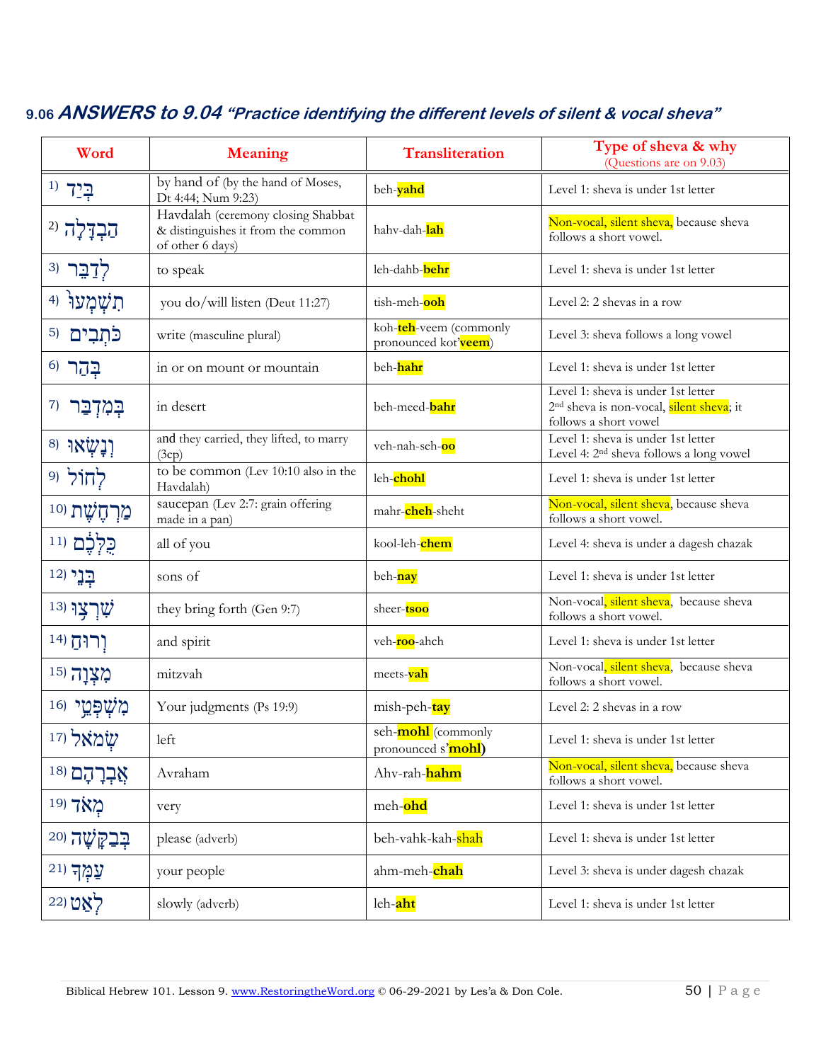## 9.06 *ANSWERS to 9.04 "Practice identifying the different levels of silent & vocal sheva"*

| Word | Meaning | Transliteration | Type of sheva & why (Questions are on 9.03) |
|---|---|---|---|
| 1) בְּיַד | by hand of (by the hand of Moses, Dt 4:44; Num 9:23) | beh-**yahd** | Level 1: sheva is under 1st letter |
| 2) הַבְדָּלָה | Havdalah (ceremony closing Shabbat & distinguishes it from the common of other 6 days) | hahv-dah-**lah** | Non-vocal, silent sheva, because sheva follows a short vowel. |
| 3) לְדַבֵּר | to speak | leh-dahb-**behr** | Level 1: sheva is under 1st letter |
| 4) תִשְׁמְעוּ | you do/will listen (Deut 11:27) | tish-meh-**ooh** | Level 2: 2 shevas in a row |
| 5) כֹּתְבִים | write (masculine plural) | koh-**teh**-veem (commonly pronounced kot'**veem**) | Level 3: sheva follows a long vowel |
| 6) בְּהַר | in or on mount or mountain | beh-**hahr** | Level 1: sheva is under 1st letter |
| 7) בְּמִדְבַּר | in desert | beh-meed-**bahr** | Level 1: sheva is under 1st letter<br>2nd sheva is non-vocal, silent sheva; it follows a short vowel |
| 8) וְנָשְׂאוּ | and they carried, they lifted, to marry (3cp) | veh-nah-seh-**oo** | Level 1: sheva is under 1st letter<br>Level 4: 2nd sheva follows a long vowel |
| 9) לְחוֹל | to be common (Lev 10:10 also in the Havdalah) | leh-**chohl** | Level 1: sheva is under 1st letter |
| 10) מַרְחֶשֶׁת | saucepan (Lev 2:7: grain offering made in a pan) | mahr-**cheh**-sheht | Non-vocal, silent sheva, because sheva follows a short vowel. |
| 11) כֻּלְּכֶם | all of you | kool-leh-**chem** | Level 4: sheva is under a dagesh chazak |
| 12) בְּנֵי | sons of | beh-**nay** | Level 1: sheva is under 1st letter |
| 13) שִׁרְצוּ | they bring forth (Gen 9:7) | sheer-**tsoo** | Non-vocal, silent sheva, because sheva follows a short vowel. |
| 14) וְרוּחַ | and spirit | veh-**roo**-ahch | Level 1: sheva is under 1st letter |
| 15) מִצְוָה | mitzvah | meets-**vah** | Non-vocal, silent sheva, because sheva follows a short vowel. |
| 16) מִשְׁפְּטֵי | Your judgments (Ps 19:9) | mish-peh-**tay** | Level 2: 2 shevas in a row |
| 17) שְׂמֹאל | left | seh-**mohl** (commonly pronounced s'**mohl**) | Level 1: sheva is under 1st letter |
| 18) אַבְרָהָם | Avraham | Ahv-rah-**hahm** | Non-vocal, silent sheva, because sheva follows a short vowel. |
| 19) מְאֹד | very | meh-**ohd** | Level 1: sheva is under 1st letter |
| 20) בְּבַקָּשָׁה | please (adverb) | beh-vahk-kah-**shah** | Level 1: sheva is under 1st letter |
| 21) עַמְּךָ | your people | ahm-meh-**chah** | Level 3: sheva is under dagesh chazak |
| 22) לְאַט | slowly (adverb) | leh-**aht** | Level 1: sheva is under 1st letter |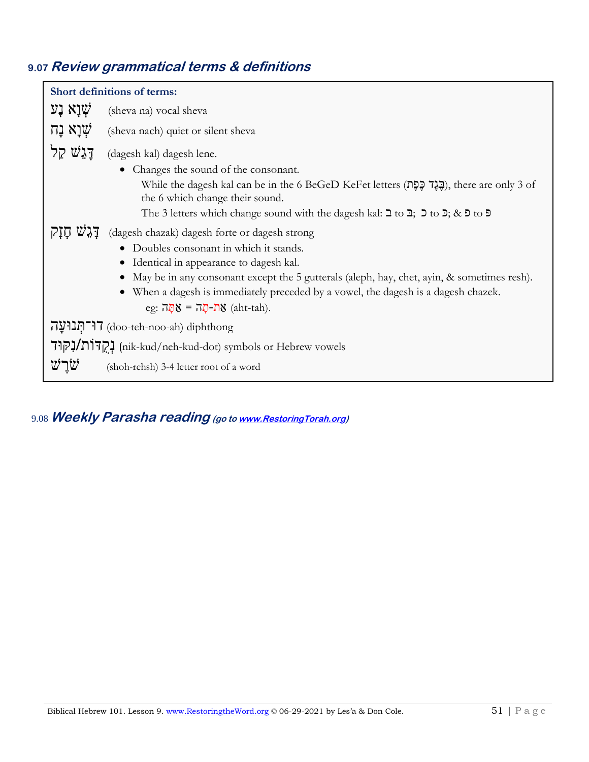## 9.07 *Review grammatical terms & definitions*

**Short definitions of terms:**

שְׁוָא נָע (sheva na) vocal sheva

שְׁוָא נָח (sheva nach) quiet or silent sheva

דָּגֵשׁ קַל (dagesh kal) dagesh lene.

- Changes the sound of the consonant.

  While the dagesh kal can be in the 6 BeGeD KeFet letters (בְּגֶד כְּפֶת), there are only 3 of the 6 which change their sound.

  The 3 letters which change sound with the dagesh kal: ב to בּ; כ to כּ; & פ to פּ

דָּגֵשׁ חָזָק (dagesh chazak) dagesh forte or dagesh strong

- Doubles consonant in which it stands.
- Identical in appearance to dagesh kal.
- May be in any consonant except the 5 gutterals (aleph, hay, chet, ayin, & sometimes resh).
- When a dagesh is immediately preceded by a vowel, the dagesh is a dagesh chazek.

  eg: אַתָּה = אַת-תָה (aht-tah).

דוּ־תְּנוּעָה (doo-teh-noo-ah) diphthong

נְקֻדּוֹת/נִקּוּד (nik-kud/neh-kud-dot) symbols or Hebrew vowels

שֹׁרֶשׁ (shoh-rehsh) 3-4 letter root of a word

## 9.08 *Weekly Parasha reading* *(go to www.RestoringTorah.org)*